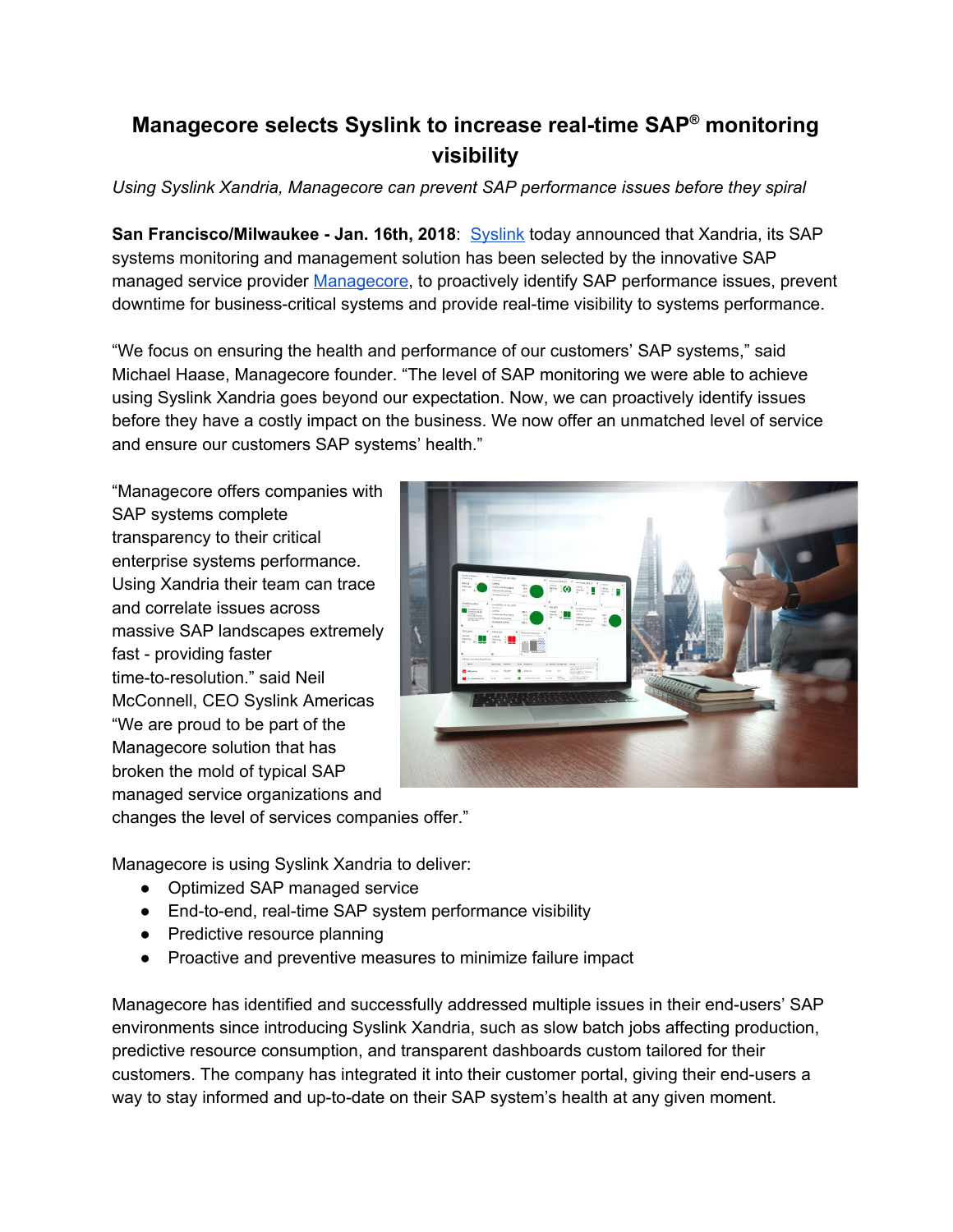# Managecore selects Syslink to increase real-time SAP® monitoring visibility

*Using Syslink Xandria, Managecore can prevent SAP performance issues before they spiral*

**San Francisco/Milwaukee - Jan. 16th, 2018**: Syslink today announced that Xandria, its SAP systems monitoring and management solution has been selected by the innovative SAP managed service provider Managecore, to proactively identify SAP performance issues, prevent downtime for business-critical systems and provide real-time visibility to systems performance.

"We focus on ensuring the health and performance of our customers' SAP systems," said Michael Haase, Managecore founder. "The level of SAP monitoring we were able to achieve using Syslink Xandria goes beyond our expectation. Now, we can proactively identify issues before they have a costly impact on the business. We now offer an unmatched level of service and ensure our customers SAP systems' health."

"Managecore offers companies with SAP systems complete transparency to their critical enterprise systems performance. Using Xandria their team can trace and correlate issues across massive SAP landscapes extremely fast - providing faster time-to-resolution." said Neil McConnell, CEO Syslink Americas "We are proud to be part of the Managecore solution that has broken the mold of typical SAP managed service organizations and changes the level of services companies offer."

Managecore is using Syslink Xandria to deliver:

- Optimized SAP managed service
- End-to-end, real-time SAP system performance visibility
- Predictive resource planning
- Proactive and preventive measures to minimize failure impact

Managecore has identified and successfully addressed multiple issues in their end-users' SAP environments since introducing Syslink Xandria, such as slow batch jobs affecting production, predictive resource consumption, and transparent dashboards custom tailored for their customers. The company has integrated it into their customer portal, giving their end-users a way to stay informed and up-to-date on their SAP system's health at any given moment.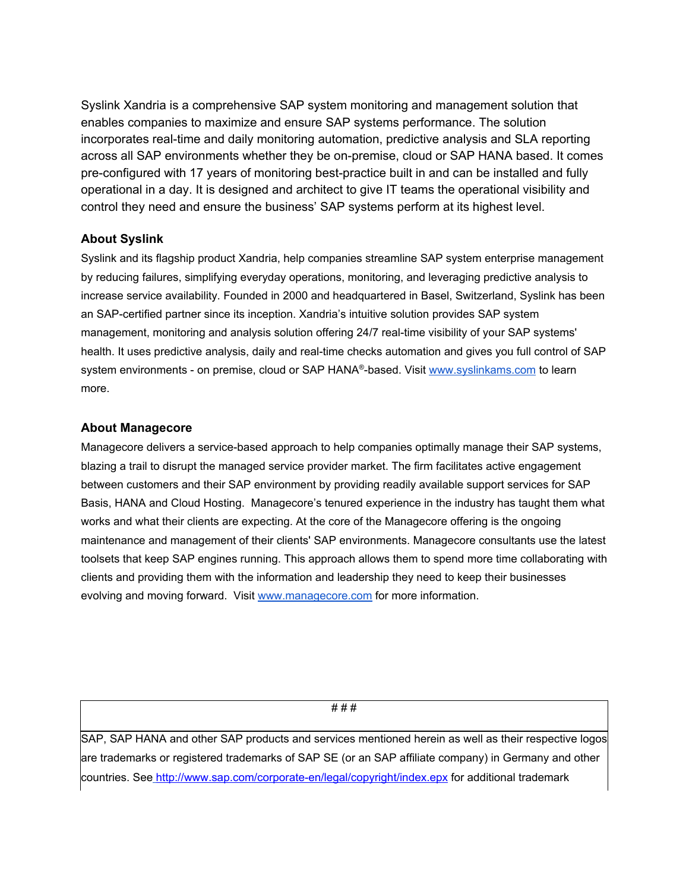Syslink Xandria is a comprehensive SAP system monitoring and management solution that enables companies to maximize and ensure SAP systems performance. The solution incorporates real-time and daily monitoring automation, predictive analysis and SLA reporting across all SAP environments whether they be on-premise, cloud or SAP HANA based. It comes pre-configured with 17 years of monitoring best-practice built in and can be installed and fully operational in a day. It is designed and architect to give IT teams the operational visibility and control they need and ensure the business' SAP systems perform at its highest level.

**About Syslink**

Syslink and its flagship product Xandria, help companies streamline SAP system enterprise management by reducing failures, simplifying everyday operations, monitoring, and leveraging predictive analysis to increase service availability. Founded in 2000 and headquartered in Basel, Switzerland, Syslink has been an SAP-certified partner since its inception. Xandria's intuitive solution provides SAP system management, monitoring and analysis solution offering 24/7 real-time visibility of your SAP systems' health. It uses predictive analysis, daily and real-time checks automation and gives you full control of SAP system environments - on premise, cloud or SAP HANA®-based. Visit www.syslinkams.com to learn more.

**About Managecore**

Managecore delivers a service-based approach to help companies optimally manage their SAP systems, blazing a trail to disrupt the managed service provider market. The firm facilitates active engagement between customers and their SAP environment by providing readily available support services for SAP Basis, HANA and Cloud Hosting. Managecore's tenured experience in the industry has taught them what works and what their clients are expecting. At the core of the Managecore offering is the ongoing maintenance and management of their clients' SAP environments. Managecore consultants use the latest toolsets that keep SAP engines running. This approach allows them to spend more time collaborating with clients and providing them with the information and leadership they need to keep their businesses evolving and moving forward. Visit www.managecore.com for more information.

# # #

SAP, SAP HANA and other SAP products and services mentioned herein as well as their respective logos are trademarks or registered trademarks of SAP SE (or an SAP affiliate company) in Germany and other countries. See http://www.sap.com/corporate-en/legal/copyright/index.epx for additional trademark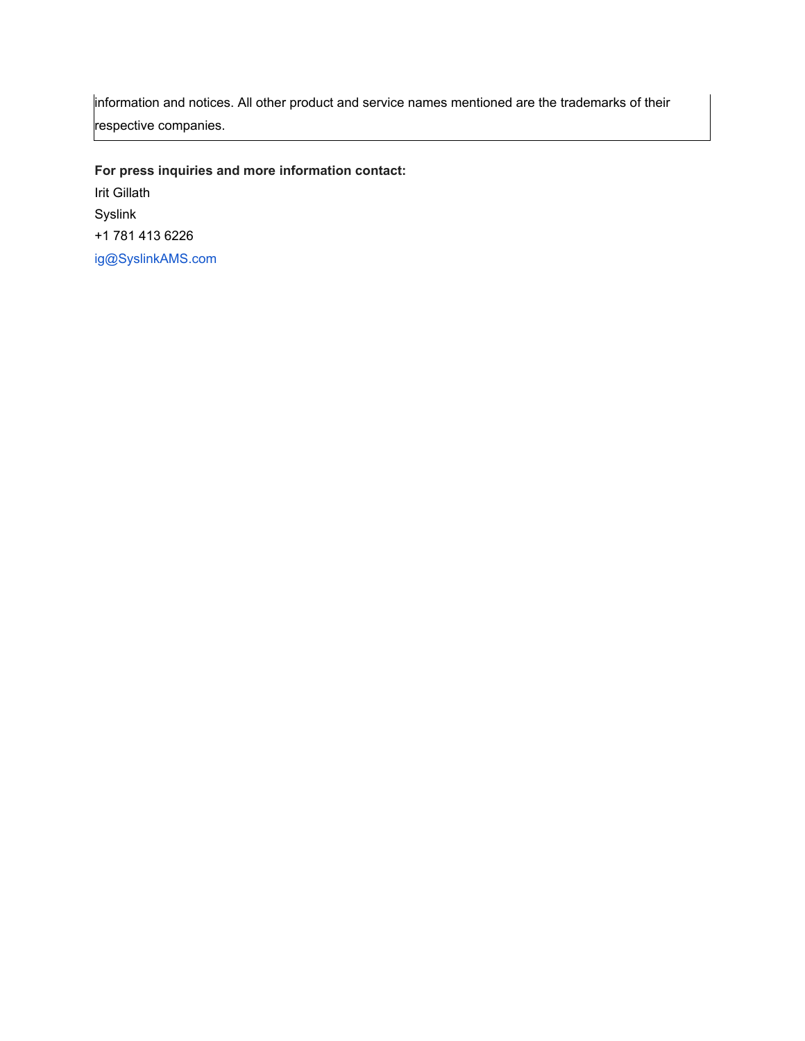information and notices. All other product and service names mentioned are the trademarks of their respective companies.

**For press inquiries and more information contact:**
Irit Gillath
Syslink
+1 781 413 6226
ig@SyslinkAMS.com